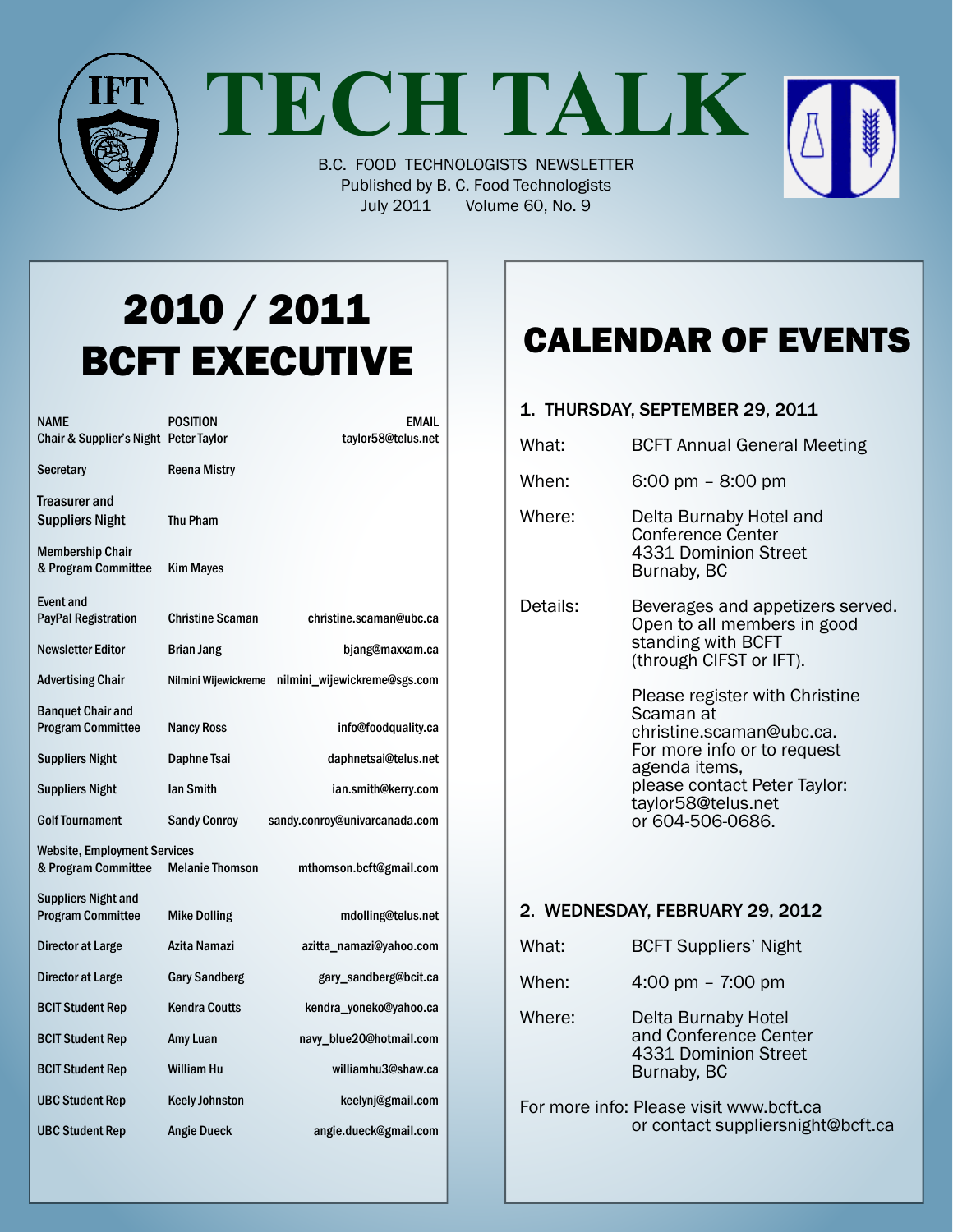# TECH TALK

B.C. FOOD TECHNOLOGISTS NEWSLETTER
Published by B. C. Food Technologists
July 2011 Volume 60, No. 9

## 2010 / 2011 BCFT EXECUTIVE

| NAME | POSITION | EMAIL |
|---|---|---|
| Chair & Supplier's Night | Peter Taylor | taylor58@telus.net |
| Secretary | Reena Mistry | |
| Treasurer and Suppliers Night | Thu Pham | |
| Membership Chair & Program Committee | Kim Mayes | |
| Event and PayPal Registration | Christine Scaman | christine.scaman@ubc.ca |
| Newsletter Editor | Brian Jang | bjang@maxxam.ca |
| Advertising Chair | Nilmini Wijewickreme | nilmini_wijewickreme@sgs.com |
| Banquet Chair and Program Committee | Nancy Ross | info@foodquality.ca |
| Suppliers Night | Daphne Tsai | daphnetsai@telus.net |
| Suppliers Night | Ian Smith | ian.smith@kerry.com |
| Golf Tournament | Sandy Conroy | sandy.conroy@univarcanada.com |
| Website, Employment Services & Program Committee | Melanie Thomson | mthomson.bcft@gmail.com |
| Suppliers Night and Program Committee | Mike Dolling | mdolling@telus.net |
| Director at Large | Azita Namazi | azitta_namazi@yahoo.com |
| Director at Large | Gary Sandberg | gary_sandberg@bcit.ca |
| BCIT Student Rep | Kendra Coutts | kendra_yoneko@yahoo.ca |
| BCIT Student Rep | Amy Luan | navy_blue20@hotmail.com |
| BCIT Student Rep | William Hu | williamhu3@shaw.ca |
| UBC Student Rep | Keely Johnston | keelynj@gmail.com |
| UBC Student Rep | Angie Dueck | angie.dueck@gmail.com |

## CALENDAR OF EVENTS

### 1. THURSDAY, SEPTEMBER 29, 2011

**What:** BCFT Annual General Meeting

**When:** 6:00 pm – 8:00 pm

**Where:** Delta Burnaby Hotel and Conference Center
4331 Dominion Street
Burnaby, BC

**Details:** Beverages and appetizers served. Open to all members in good standing with BCFT (through CIFST or IFT).

Please register with Christine Scaman at christine.scaman@ubc.ca. For more info or to request agenda items, please contact Peter Taylor: taylor58@telus.net or 604-506-0686.

### 2. WEDNESDAY, FEBRUARY 29, 2012

**What:** BCFT Suppliers' Night

**When:** 4:00 pm – 7:00 pm

**Where:** Delta Burnaby Hotel and Conference Center
4331 Dominion Street
Burnaby, BC

**For more info:** Please visit www.bcft.ca or contact suppliersnight@bcft.ca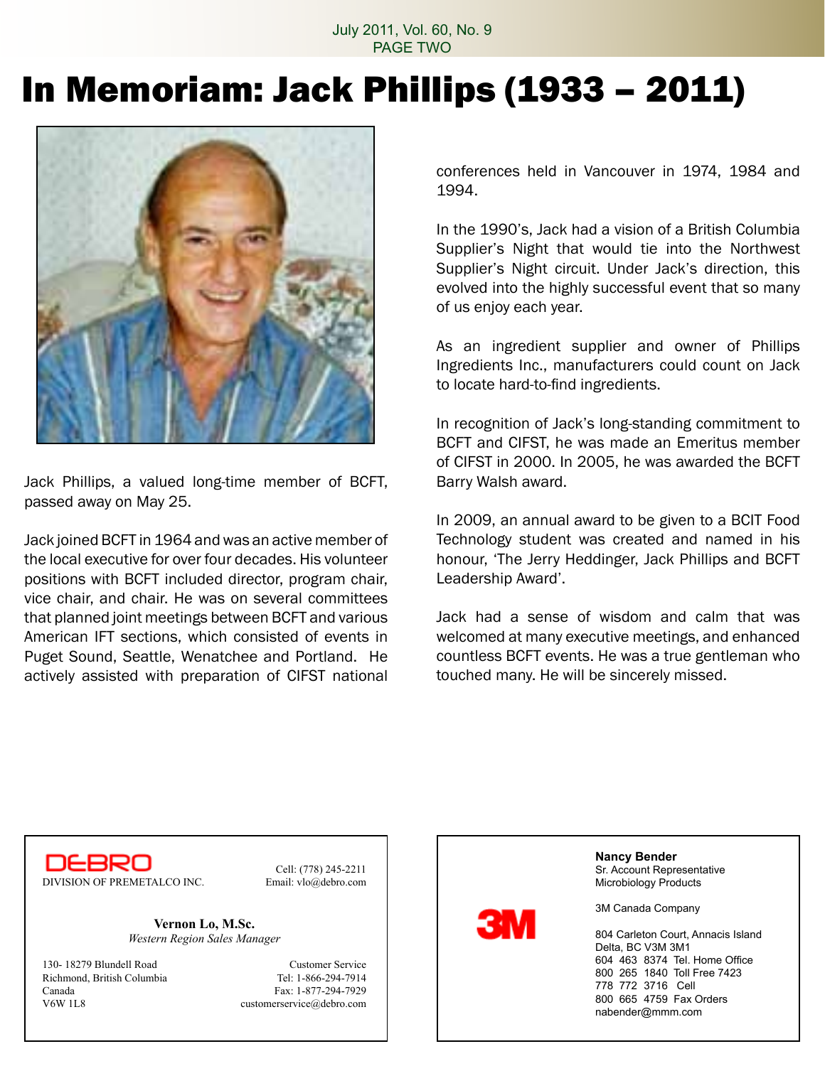# In Memoriam: Jack Phillips (1933 – 2011)

Jack Phillips, a valued long-time member of BCFT, passed away on May 25.

Jack joined BCFT in 1964 and was an active member of the local executive for over four decades. His volunteer positions with BCFT included director, program chair, vice chair, and chair. He was on several committees that planned joint meetings between BCFT and various American IFT sections, which consisted of events in Puget Sound, Seattle, Wenatchee and Portland. He actively assisted with preparation of CIFST national conferences held in Vancouver in 1974, 1984 and 1994.

In the 1990's, Jack had a vision of a British Columbia Supplier's Night that would tie into the Northwest Supplier's Night circuit. Under Jack's direction, this evolved into the highly successful event that so many of us enjoy each year.

As an ingredient supplier and owner of Phillips Ingredients Inc., manufacturers could count on Jack to locate hard-to-find ingredients.

In recognition of Jack's long-standing commitment to BCFT and CIFST, he was made an Emeritus member of CIFST in 2000. In 2005, he was awarded the BCFT Barry Walsh award.

In 2009, an annual award to be given to a BCIT Food Technology student was created and named in his honour, 'The Jerry Heddinger, Jack Phillips and BCFT Leadership Award'.

Jack had a sense of wisdom and calm that was welcomed at many executive meetings, and enhanced countless BCFT events. He was a true gentleman who touched many. He will be sincerely missed.

---

DEBRO
DIVISION OF PREMETALCO INC.

Cell: (778) 245-2211
Email: vlo@debro.com

**Vernon Lo, M.Sc.**
*Western Region Sales Manager*

130- 18279 Blundell Road
Richmond, British Columbia
Canada
V6W 1L8

Customer Service
Tel: 1-866-294-7914
Fax: 1-877-294-7929
customerservice@debro.com

---

3M

**Nancy Bender**
Sr. Account Representative
Microbiology Products

3M Canada Company

804 Carleton Court, Annacis Island
Delta, BC V3M 3M1
604 463 8374 Tel. Home Office
800 265 1840 Toll Free 7423
778 772 3716 Cell
800 665 4759 Fax Orders
nabender@mmm.com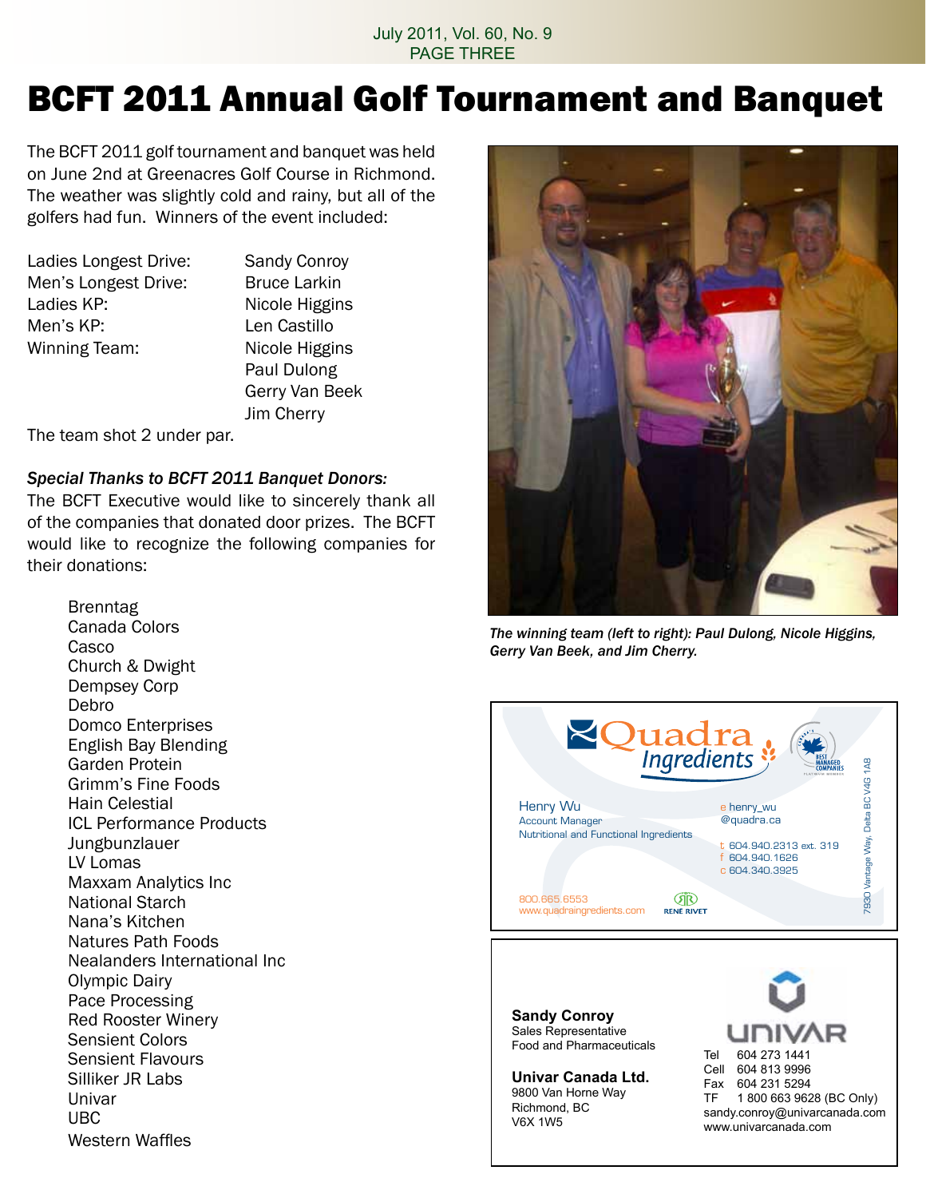# BCFT 2011 Annual Golf Tournament and Banquet

The BCFT 2011 golf tournament and banquet was held on June 2nd at Greenacres Golf Course in Richmond. The weather was slightly cold and rainy, but all of the golfers had fun. Winners of the event included:

| | |
|---|---|
| Ladies Longest Drive: | Sandy Conroy |
| Men's Longest Drive: | Bruce Larkin |
| Ladies KP: | Nicole Higgins |
| Men's KP: | Len Castillo |
| Winning Team: | Nicole Higgins |
| | Paul Dulong |
| | Gerry Van Beek |
| | Jim Cherry |

The team shot 2 under par.

***Special Thanks to BCFT 2011 Banquet Donors:***

The BCFT Executive would like to sincerely thank all of the companies that donated door prizes. The BCFT would like to recognize the following companies for their donations:

- Brenntag
- Canada Colors
- Casco
- Church & Dwight
- Dempsey Corp
- Debro
- Domco Enterprises
- English Bay Blending
- Garden Protein
- Grimm's Fine Foods
- Hain Celestial
- ICL Performance Products
- Jungbunzlauer
- LV Lomas
- Maxxam Analytics Inc
- National Starch
- Nana's Kitchen
- Natures Path Foods
- Nealanders International Inc
- Olympic Dairy
- Pace Processing
- Red Rooster Winery
- Sensient Colors
- Sensient Flavours
- Silliker JR Labs
- Univar
- UBC
- Western Waffles

*The winning team (left to right): Paul Dulong, Nicole Higgins, Gerry Van Beek, and Jim Cherry.*

**Quadra Ingredients**

Henry Wu
Account Manager
Nutritional and Functional Ingredients

e henry_wu@quadra.ca
t 604.940.2313 ext. 319
f 604.940.1626
c 604.340.3925

800.665.6553
www.quadraingredients.com

RENÉ RIVET

7930 Vantage Way, Delta BC V4G 1A8

**Sandy Conroy**
Sales Representative
Food and Pharmaceuticals

**Univar Canada Ltd.**
9800 Van Horne Way
Richmond, BC
V6X 1W5

UNIVAR

Tel 604 273 1441
Cell 604 813 9996
Fax 604 231 5294
TF 1 800 663 9628 (BC Only)
sandy.conroy@univarcanada.com
www.univarcanada.com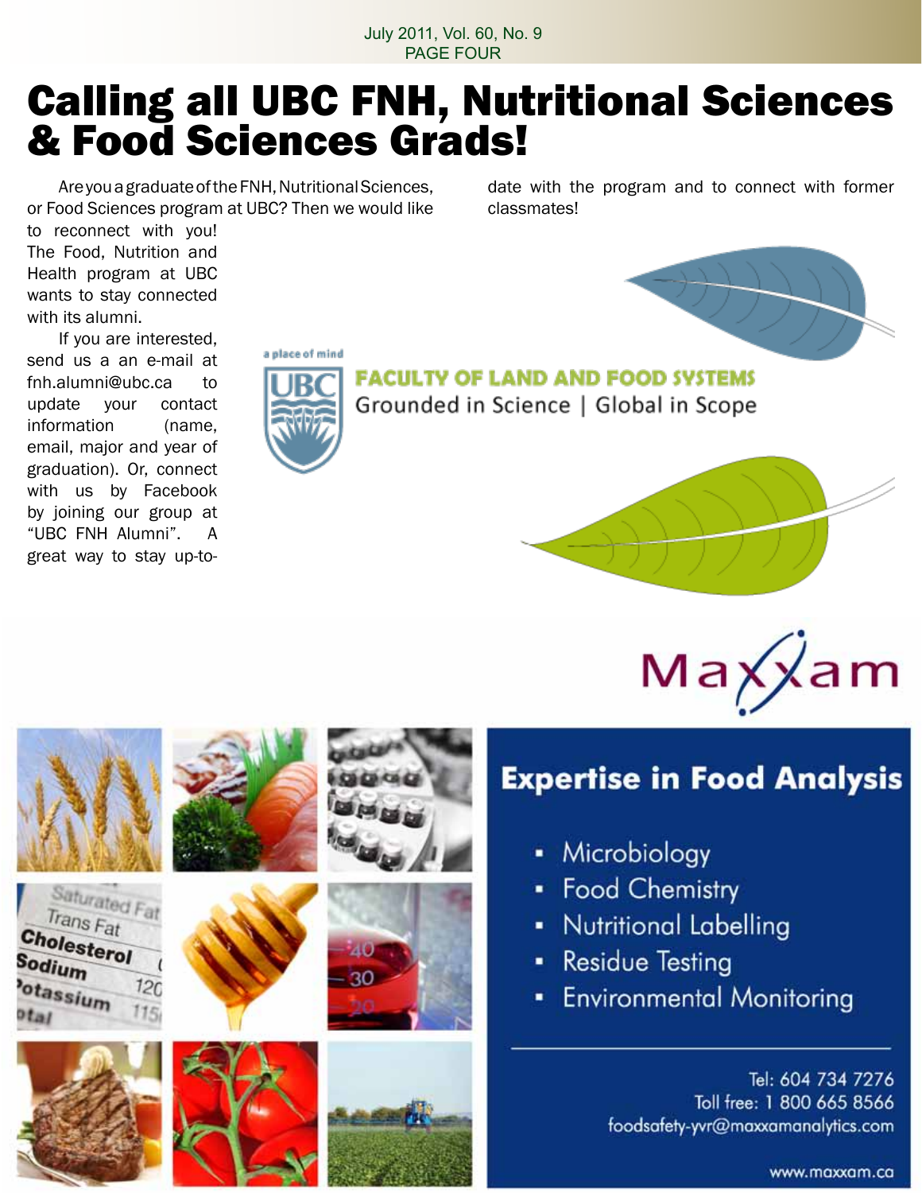# Calling all UBC FNH, Nutritional Sciences & Food Sciences Grads!

Are you a graduate of the FNH, Nutritional Sciences, or Food Sciences program at UBC? Then we would like to reconnect with you! The Food, Nutrition and Health program at UBC wants to stay connected with its alumni.

If you are interested, send us a an e-mail at fnh.alumni@ubc.ca to update your contact information (name, email, major and year of graduation). Or, connect with us by Facebook by joining our group at "UBC FNH Alumni". A great way to stay up-to-date with the program and to connect with former classmates!

a place of mind

UBC

**FACULTY OF LAND AND FOOD SYSTEMS**

Grounded in Science | Global in Scope

Maxxam

## Expertise in Food Analysis

- Microbiology
- Food Chemistry
- Nutritional Labelling
- Residue Testing
- Environmental Monitoring

Tel: 604 734 7276
Toll free: 1 800 665 8566
foodsafety-yvr@maxxamanalytics.com

www.maxxam.ca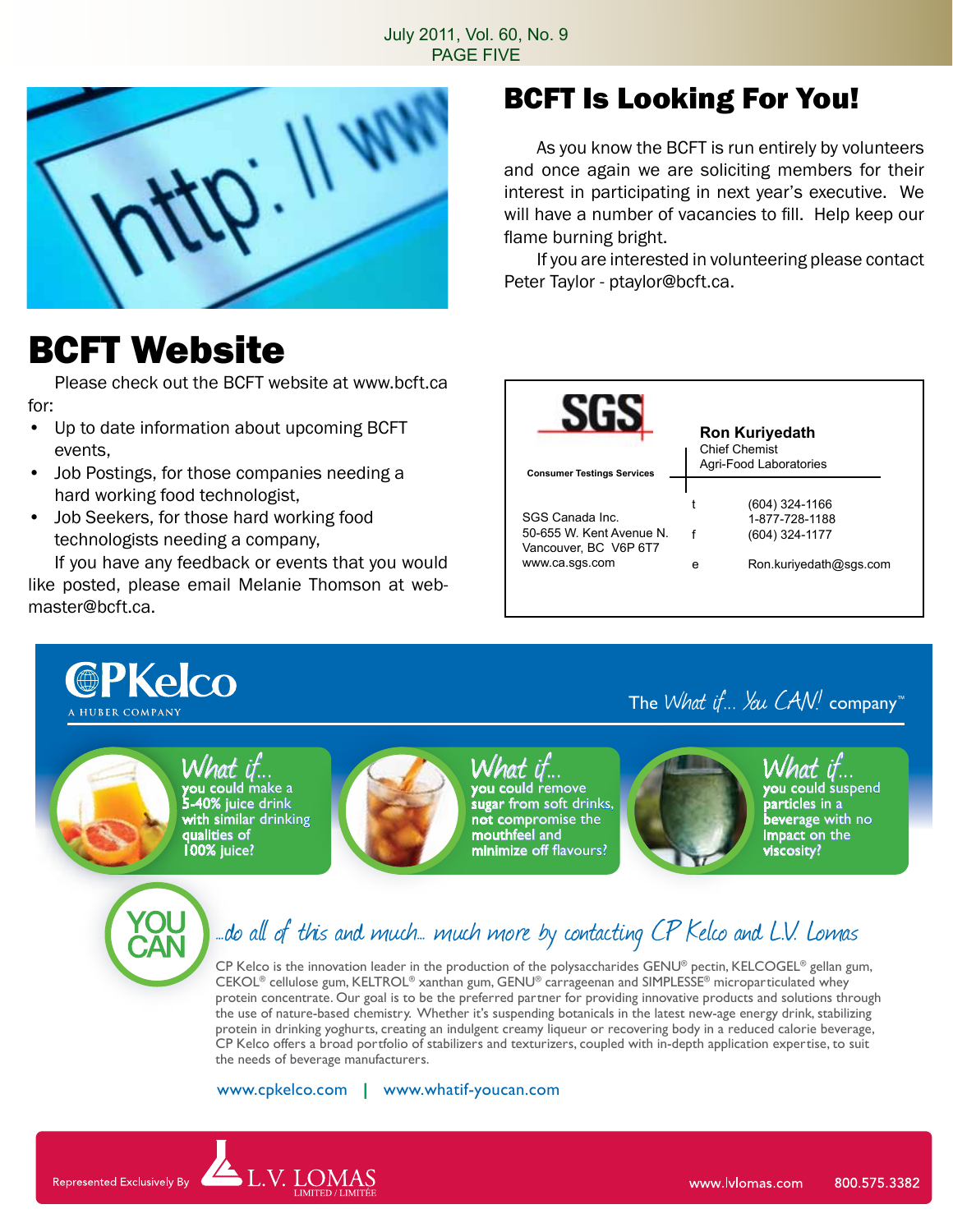## BCFT Is Looking For You!

As you know the BCFT is run entirely by volunteers and once again we are soliciting members for their interest in participating in next year's executive. We will have a number of vacancies to fill. Help keep our flame burning bright.

If you are interested in volunteering please contact Peter Taylor - ptaylor@bcft.ca.

## BCFT Website

Please check out the BCFT website at www.bcft.ca for:

- Up to date information about upcoming BCFT events,
- Job Postings, for those companies needing a hard working food technologist,
- Job Seekers, for those hard working food technologists needing a company,

If you have any feedback or events that you would like posted, please email Melanie Thomson at webmaster@bcft.ca.

SGS

Consumer Testings Services

**Ron Kuriyedath**
Chief Chemist
Agri-Food Laboratories

SGS Canada Inc.
50-655 W. Kent Avenue N.
Vancouver, BC V6P 6T7
www.ca.sgs.com

t (604) 324-1166
1-877-728-1188
f (604) 324-1177
e Ron.kuriyedath@sgs.com

CPKelco
A HUBER COMPANY

The *What if... You CAN!* company™

*What if...* you could make a 5-40% juice drink with similar drinking qualities of 100% juice?

*What if...* you could remove sugar from soft drinks, not compromise the mouthfeel and minimize off flavours?

*What if...* you could suspend particles in a beverage with no impact on the viscosity?

YOU CAN

*...do all of this and much... much more by contacting CP Kelco and L.V. Lomas*

CP Kelco is the innovation leader in the production of the polysaccharides GENU® pectin, KELCOGEL® gellan gum, CEKOL® cellulose gum, KELTROL® xanthan gum, GENU® carrageenan and SIMPLESSE® microparticulated whey protein concentrate. Our goal is to be the preferred partner for providing innovative products and solutions through the use of nature-based chemistry. Whether it's suspending botanicals in the latest new-age energy drink, stabilizing protein in drinking yoghurts, creating an indulgent creamy liqueur or recovering body in a reduced calorie beverage, CP Kelco offers a broad portfolio of stabilizers and texturizers, coupled with in-depth application expertise, to suit the needs of beverage manufacturers.

www.cpkelco.com | www.whatif-youcan.com

Represented Exclusively By L.V. LOMAS LIMITED / LIMITÉE

www.lvlomas.com 800.575.3382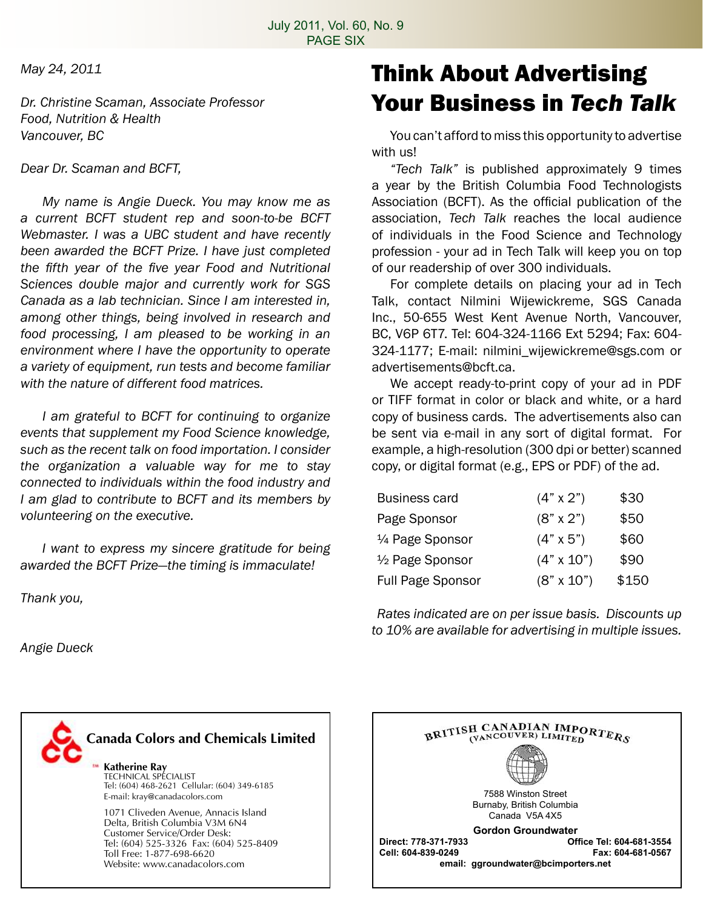*May 24, 2011*

*Dr. Christine Scaman, Associate Professor*
*Food, Nutrition & Health*
*Vancouver, BC*

*Dear Dr. Scaman and BCFT,*

*My name is Angie Dueck. You may know me as a current BCFT student rep and soon-to-be BCFT Webmaster. I was a UBC student and have recently been awarded the BCFT Prize. I have just completed the fifth year of the five year Food and Nutritional Sciences double major and currently work for SGS Canada as a lab technician. Since I am interested in, among other things, being involved in research and food processing, I am pleased to be working in an environment where I have the opportunity to operate a variety of equipment, run tests and become familiar with the nature of different food matrices.*

*I am grateful to BCFT for continuing to organize events that supplement my Food Science knowledge, such as the recent talk on food importation. I consider the organization a valuable way for me to stay connected to individuals within the food industry and I am glad to contribute to BCFT and its members by volunteering on the executive.*

*I want to express my sincere gratitude for being awarded the BCFT Prize—the timing is immaculate!*

*Thank you,*

*Angie Dueck*

# Think About Advertising Your Business in *Tech Talk*

You can't afford to miss this opportunity to advertise with us!

*"Tech Talk"* is published approximately 9 times a year by the British Columbia Food Technologists Association (BCFT). As the official publication of the association, *Tech Talk* reaches the local audience of individuals in the Food Science and Technology profession - your ad in Tech Talk will keep you on top of our readership of over 300 individuals.

For complete details on placing your ad in Tech Talk, contact Nilmini Wijewickreme, SGS Canada Inc., 50-655 West Kent Avenue North, Vancouver, BC, V6P 6T7. Tel: 604-324-1166 Ext 5294; Fax: 604-324-1177; E-mail: nilmini_wijewickreme@sgs.com or advertisements@bcft.ca.

We accept ready-to-print copy of your ad in PDF or TIFF format in color or black and white, or a hard copy of business cards. The advertisements also can be sent via e-mail in any sort of digital format. For example, a high-resolution (300 dpi or better) scanned copy, or digital format (e.g., EPS or PDF) of the ad.

| Business card | (4" x 2") | $30 |
|---|---|---|
| Page Sponsor | (8" x 2") | $50 |
| ¼ Page Sponsor | (4" x 5") | $60 |
| ½ Page Sponsor | (4" x 10") | $90 |
| Full Page Sponsor | (8" x 10") | $150 |

*Rates indicated are on per issue basis. Discounts up to 10% are available for advertising in multiple issues.*

**Canada Colors and Chemicals Limited**

**Katherine Ray**
TECHNICAL SPECIALIST
Tel: (604) 468-2621 Cellular: (604) 349-6185
E-mail: kray@canadacolors.com

1071 Cliveden Avenue, Annacis Island
Delta, British Columbia V3M 6N4
Customer Service/Order Desk:
Tel: (604) 525-3326 Fax: (604) 525-8409
Toll Free: 1-877-698-6620
Website: www.canadacolors.com

**BRITISH CANADIAN IMPORTERS (VANCOUVER) LIMITED**

7588 Winston Street
Burnaby, British Columbia
Canada V5A 4X5

**Gordon Groundwater**
**Direct: 778-371-7933** **Office Tel: 604-681-3554**
**Cell: 604-839-0249** **Fax: 604-681-0567**
**email: ggroundwater@bcimporters.net**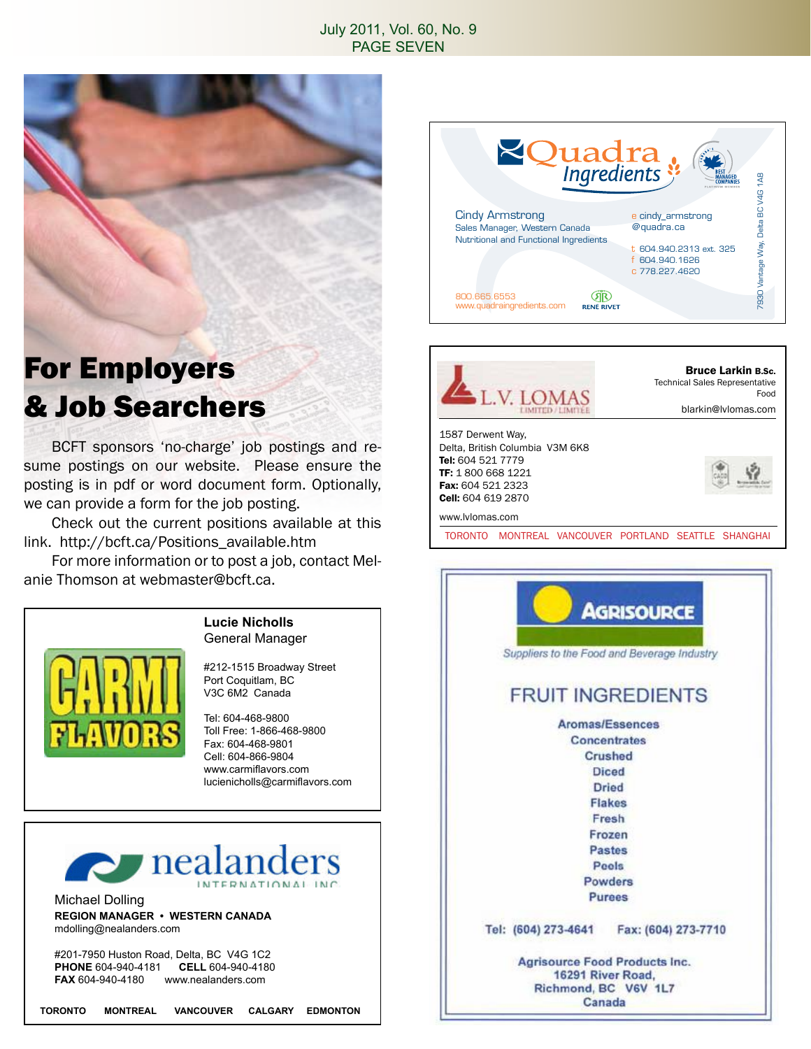# For Employers & Job Searchers

BCFT sponsors 'no-charge' job postings and resume postings on our website. Please ensure the posting is in pdf or word document form. Optionally, we can provide a form for the job posting.

Check out the current positions available at this link. http://bcft.ca/Positions_available.htm

For more information or to post a job, contact Melanie Thomson at webmaster@bcft.ca.

---

**CARMI FLAVORS**

**Lucie Nicholls**
General Manager

#212-1515 Broadway Street
Port Coquitlam, BC
V3C 6M2 Canada

Tel: 604-468-9800
Toll Free: 1-866-468-9800
Fax: 604-468-9801
Cell: 604-866-9804
www.carmiflavors.com
lucienicholls@carmiflavors.com

---

**nealanders INTERNATIONAL INC**

Michael Dolling
**REGION MANAGER • WESTERN CANADA**
mdolling@nealanders.com

#201-7950 Huston Road, Delta, BC V4G 1C2
**PHONE** 604-940-4181 **CELL** 604-940-4180
**FAX** 604-940-4180 www.nealanders.com

**TORONTO MONTREAL VANCOUVER CALGARY EDMONTON**

---

**Quadra Ingredients**

Cindy Armstrong
Sales Manager, Western Canada
Nutritional and Functional Ingredients

e cindy_armstrong@quadra.ca
t 604.940.2313 ext. 325
f 604.940.1626
c 778.227.4620

800.665.6553
www.quadraingredients.com

RENE RIVET

7930 Vantage Way, Delta BC V4G 1A8

---

**L.V. LOMAS LIMITED / LIMITÉE**

**Bruce Larkin B.Sc.**
Technical Sales Representative
Food
blarkin@lvlomas.com

1587 Derwent Way,
Delta, British Columbia V3M 6K8
**Tel:** 604 521 7779
**TF:** 1 800 668 1221
**Fax:** 604 521 2323
**Cell:** 604 619 2870

www.lvlomas.com

TORONTO MONTREAL VANCOUVER PORTLAND SEATTLE SHANGHAI

---

**AGRISOURCE**

*Suppliers to the Food and Beverage Industry*

## FRUIT INGREDIENTS

Aromas/Essences
Concentrates
Crushed
Diced
Dried
Flakes
Fresh
Frozen
Pastes
Peels
Powders
Purees

Tel: (604) 273-4641 Fax: (604) 273-7710

Agrisource Food Products Inc.
16291 River Road,
Richmond, BC V6V 1L7
Canada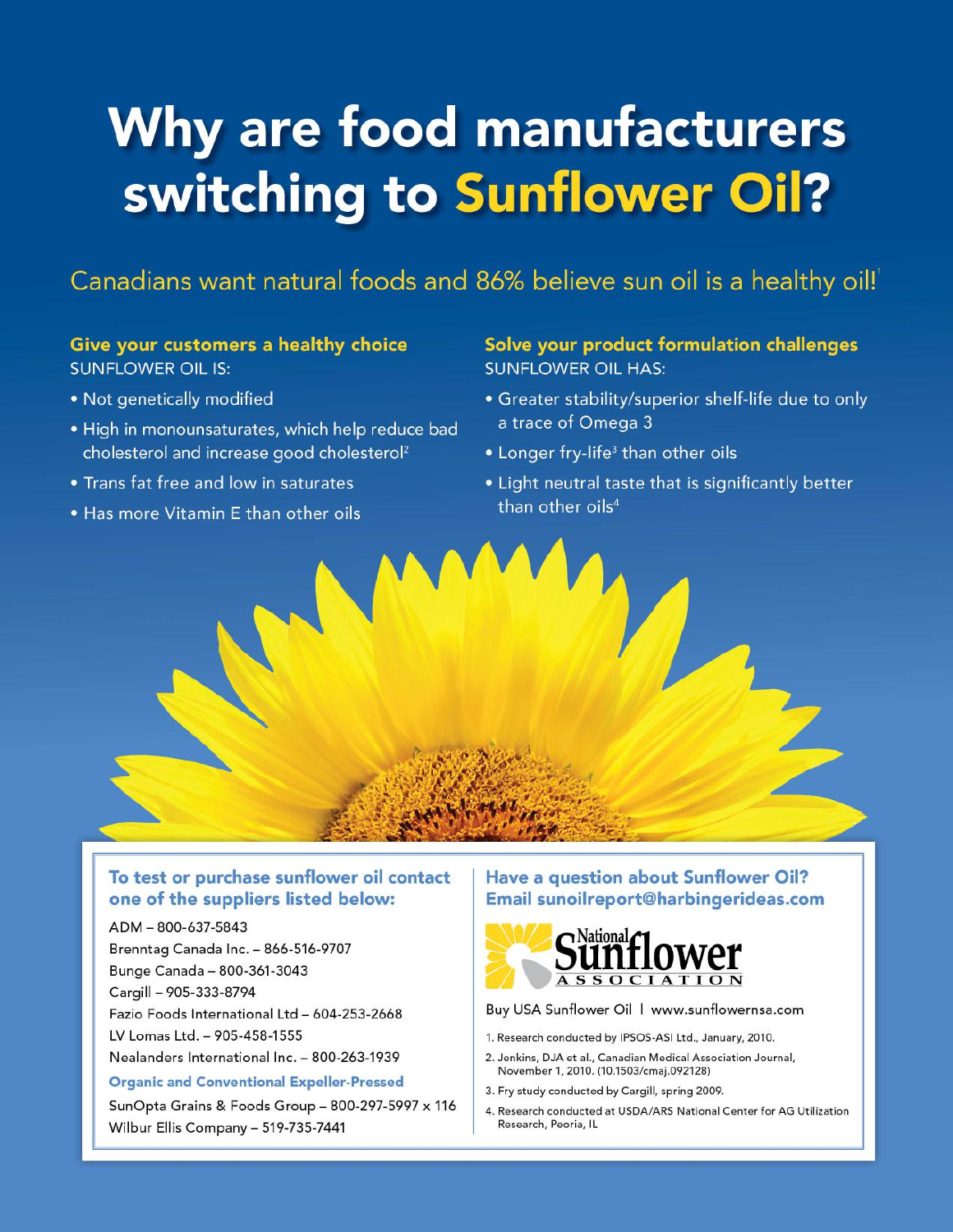# Why are food manufacturers switching to Sunflower Oil?

Canadians want natural foods and 86% believe sun oil is a healthy oil![1]

## Give your customers a healthy choice

SUNFLOWER OIL IS:

- Not genetically modified
- High in monounsaturates, which help reduce bad cholesterol and increase good cholesterol[2]
- Trans fat free and low in saturates
- Has more Vitamin E than other oils

## Solve your product formulation challenges

SUNFLOWER OIL HAS:

- Greater stability/superior shelf-life due to only a trace of Omega 3
- Longer fry-life[3] than other oils
- Light neutral taste that is significantly better than other oils[4]

### To test or purchase sunflower oil contact one of the suppliers listed below:

ADM – 800-637-5843
Brenntag Canada Inc. – 866-516-9707
Bunge Canada – 800-361-3043
Cargill – 905-333-8794
Fazio Foods International Ltd – 604-253-2668
LV Lomas Ltd. – 905-458-1555
Nealanders International Inc. – 800-263-1939

**Organic and Conventional Expeller-Pressed**

SunOpta Grains & Foods Group – 800-297-5997 x 116
Wilbur Ellis Company – 519-735-7441

### Have a question about Sunflower Oil? Email sunoilreport@harbingerideas.com

National Sunflower Association

Buy USA Sunflower Oil | www.sunflowernsa.com

1. Research conducted by IPSOS-ASI Ltd., January, 2010.
2. Jenkins, DJA et al., Canadian Medical Association Journal, November 1, 2010. (10.1503/cmaj.092128)
3. Fry study conducted by Cargill, spring 2009.
4. Research conducted at USDA/ARS National Center for AG Utilization Research, Peoria, IL